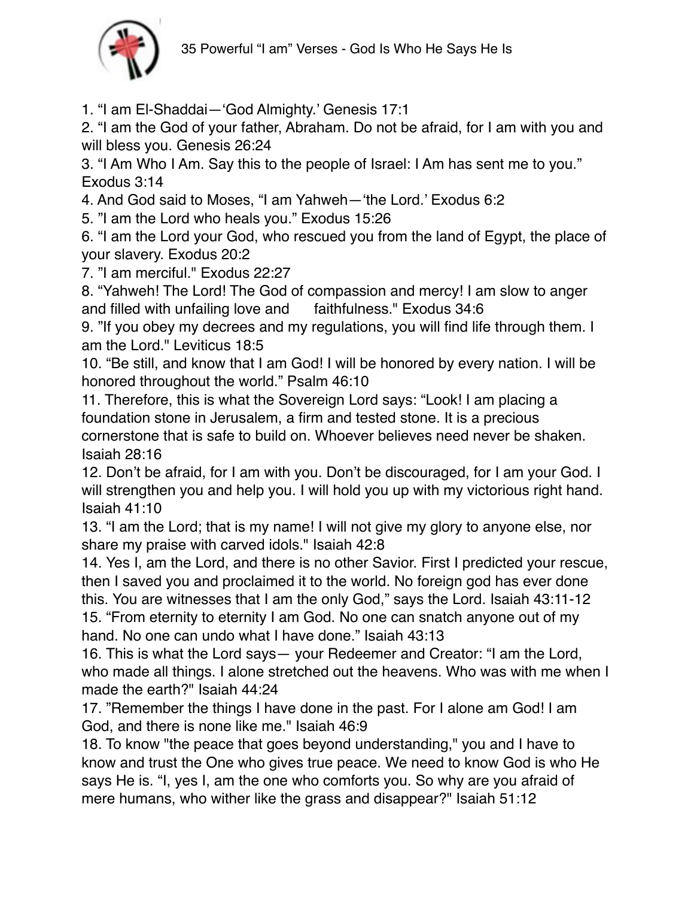# 35 Powerful “I am” Verses - God Is Who He Says He Is

1. “I am El-Shaddai—‘God Almighty.’ Genesis 17:1
2. “I am the God of your father, Abraham. Do not be afraid, for I am with you and will bless you. Genesis 26:24
3. “I Am Who I Am. Say this to the people of Israel: I Am has sent me to you.” Exodus 3:14
4. And God said to Moses, “I am Yahweh—‘the Lord.’ Exodus 6:2
5. ”I am the Lord who heals you.” Exodus 15:26
6. “I am the Lord your God, who rescued you from the land of Egypt, the place of your slavery. Exodus 20:2
7. ”I am merciful." Exodus 22:27
8. “Yahweh! The Lord! The God of compassion and mercy! I am slow to anger and filled with unfailing love and faithfulness." Exodus 34:6
9. ”If you obey my decrees and my regulations, you will find life through them. I am the Lord." Leviticus 18:5
10. “Be still, and know that I am God! I will be honored by every nation. I will be honored throughout the world.” Psalm 46:10
11. Therefore, this is what the Sovereign Lord says: “Look! I am placing a foundation stone in Jerusalem, a firm and tested stone. It is a precious cornerstone that is safe to build on. Whoever believes need never be shaken. Isaiah 28:16
12. Don’t be afraid, for I am with you. Don’t be discouraged, for I am your God. I will strengthen you and help you. I will hold you up with my victorious right hand. Isaiah 41:10
13. “I am the Lord; that is my name! I will not give my glory to anyone else, nor share my praise with carved idols." Isaiah 42:8
14. Yes I, am the Lord, and there is no other Savior. First I predicted your rescue, then I saved you and proclaimed it to the world. No foreign god has ever done this. You are witnesses that I am the only God,” says the Lord. Isaiah 43:11-12
15. “From eternity to eternity I am God. No one can snatch anyone out of my hand. No one can undo what I have done.” Isaiah 43:13
16. This is what the Lord says— your Redeemer and Creator: “I am the Lord, who made all things. I alone stretched out the heavens. Who was with me when I made the earth?" Isaiah 44:24
17. ”Remember the things I have done in the past. For I alone am God! I am God, and there is none like me." Isaiah 46:9
18. To know "the peace that goes beyond understanding," you and I have to know and trust the One who gives true peace. We need to know God is who He says He is. “I, yes I, am the one who comforts you. So why are you afraid of mere humans, who wither like the grass and disappear?" Isaiah 51:12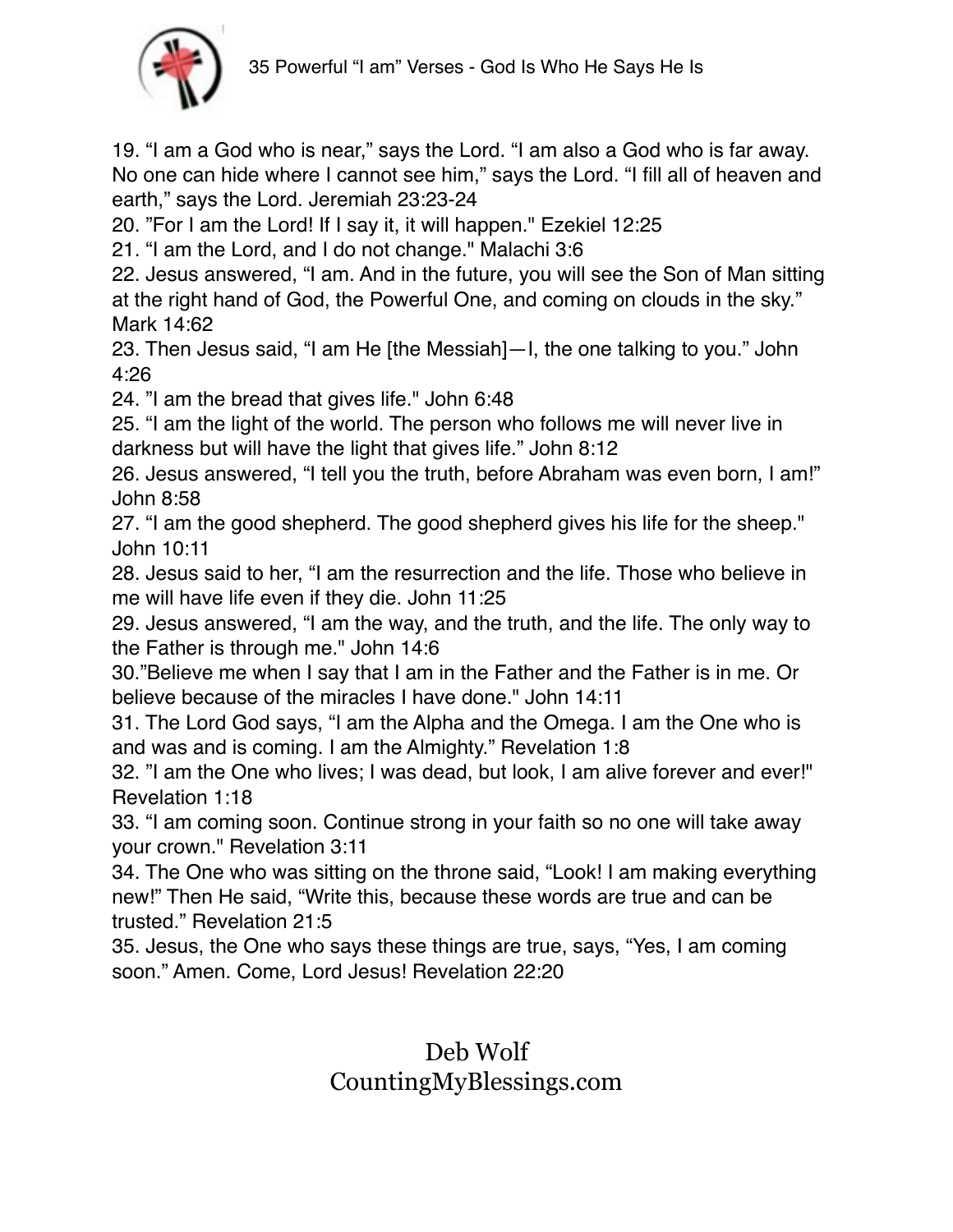19. “I am a God who is near,” says the Lord. “I am also a God who is far away. No one can hide where I cannot see him,” says the Lord. “I fill all of heaven and earth,” says the Lord. Jeremiah 23:23-24
20. ”For I am the Lord! If I say it, it will happen." Ezekiel 12:25
21. “I am the Lord, and I do not change." Malachi 3:6
22. Jesus answered, “I am. And in the future, you will see the Son of Man sitting at the right hand of God, the Powerful One, and coming on clouds in the sky.” Mark 14:62
23. Then Jesus said, “I am He [the Messiah]—I, the one talking to you.” John 4:26
24. ”I am the bread that gives life." John 6:48
25. “I am the light of the world. The person who follows me will never live in darkness but will have the light that gives life.” John 8:12
26. Jesus answered, “I tell you the truth, before Abraham was even born, I am!” John 8:58
27. “I am the good shepherd. The good shepherd gives his life for the sheep." John 10:11
28. Jesus said to her, “I am the resurrection and the life. Those who believe in me will have life even if they die. John 11:25
29. Jesus answered, “I am the way, and the truth, and the life. The only way to the Father is through me." John 14:6
30.”Believe me when I say that I am in the Father and the Father is in me. Or believe because of the miracles I have done." John 14:11
31. The Lord God says, “I am the Alpha and the Omega. I am the One who is and was and is coming. I am the Almighty.” Revelation 1:8
32. ”I am the One who lives; I was dead, but look, I am alive forever and ever!" Revelation 1:18
33. “I am coming soon. Continue strong in your faith so no one will take away your crown." Revelation 3:11
34. The One who was sitting on the throne said, “Look! I am making everything new!” Then He said, “Write this, because these words are true and can be trusted.” Revelation 21:5
35. Jesus, the One who says these things are true, says, “Yes, I am coming soon.” Amen. Come, Lord Jesus! Revelation 22:20

Deb Wolf
CountingMyBlessings.com